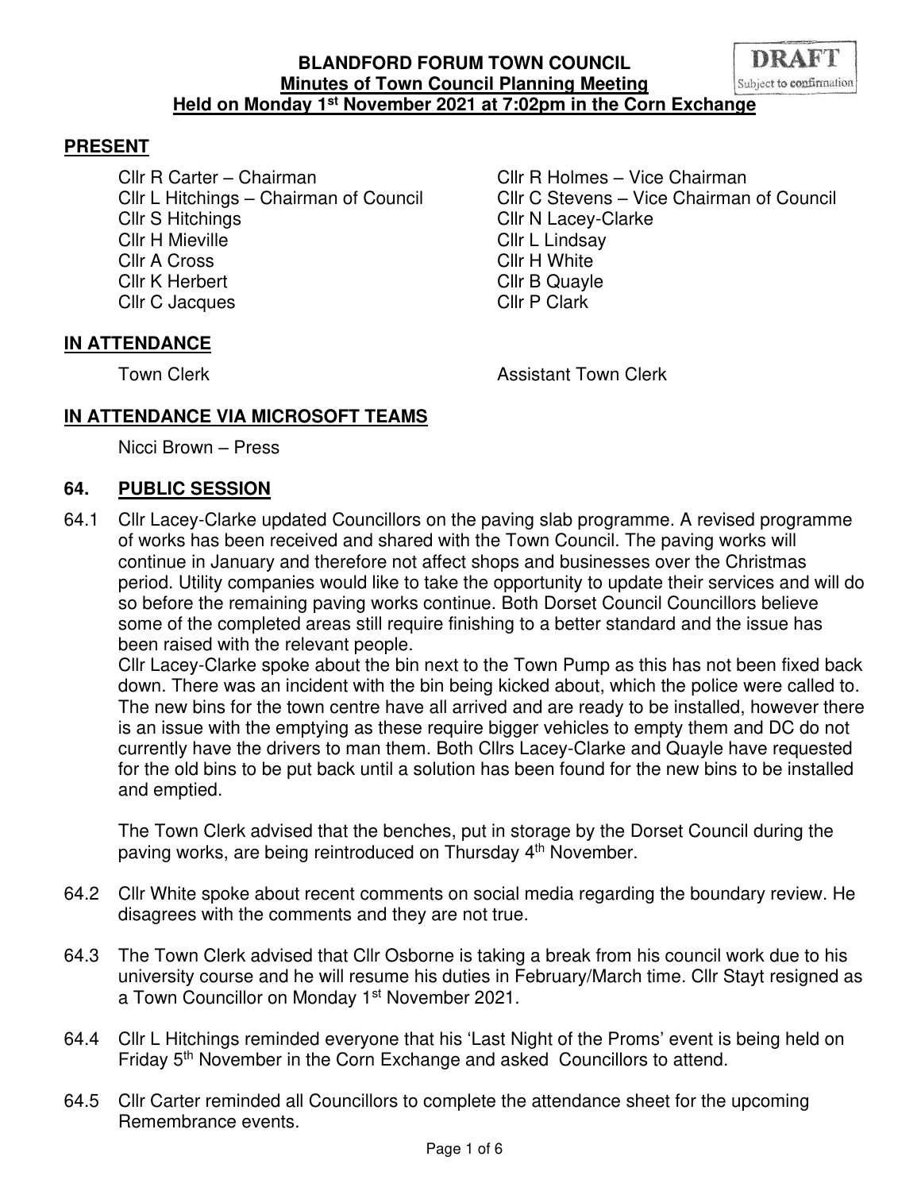# BLANDFORD FORUM TOWN COUNCIL
## Minutes of Town Council Planning Meeting
## Held on Monday 1st November 2021 at 7:02pm in the Corn Exchange

DRAFT
Subject to confirmation

## PRESENT

Cllr R Carter – Chairman
Cllr R Holmes – Vice Chairman
Cllr L Hitchings – Chairman of Council
Cllr C Stevens – Vice Chairman of Council
Cllr S Hitchings
Cllr N Lacey-Clarke
Cllr H Mieville
Cllr L Lindsay
Cllr A Cross
Cllr H White
Cllr K Herbert
Cllr B Quayle
Cllr C Jacques
Cllr P Clark

## IN ATTENDANCE

Town Clerk
Assistant Town Clerk

## IN ATTENDANCE VIA MICROSOFT TEAMS

Nicci Brown – Press

## 64. PUBLIC SESSION

64.1 Cllr Lacey-Clarke updated Councillors on the paving slab programme. A revised programme of works has been received and shared with the Town Council. The paving works will continue in January and therefore not affect shops and businesses over the Christmas period. Utility companies would like to take the opportunity to update their services and will do so before the remaining paving works continue. Both Dorset Council Councillors believe some of the completed areas still require finishing to a better standard and the issue has been raised with the relevant people.
Cllr Lacey-Clarke spoke about the bin next to the Town Pump as this has not been fixed back down. There was an incident with the bin being kicked about, which the police were called to. The new bins for the town centre have all arrived and are ready to be installed, however there is an issue with the emptying as these require bigger vehicles to empty them and DC do not currently have the drivers to man them. Both Cllrs Lacey-Clarke and Quayle have requested for the old bins to be put back until a solution has been found for the new bins to be installed and emptied.

The Town Clerk advised that the benches, put in storage by the Dorset Council during the paving works, are being reintroduced on Thursday 4th November.

64.2 Cllr White spoke about recent comments on social media regarding the boundary review. He disagrees with the comments and they are not true.

64.3 The Town Clerk advised that Cllr Osborne is taking a break from his council work due to his university course and he will resume his duties in February/March time. Cllr Stayt resigned as a Town Councillor on Monday 1st November 2021.

64.4 Cllr L Hitchings reminded everyone that his 'Last Night of the Proms' event is being held on Friday 5th November in the Corn Exchange and asked Councillors to attend.

64.5 Cllr Carter reminded all Councillors to complete the attendance sheet for the upcoming Remembrance events.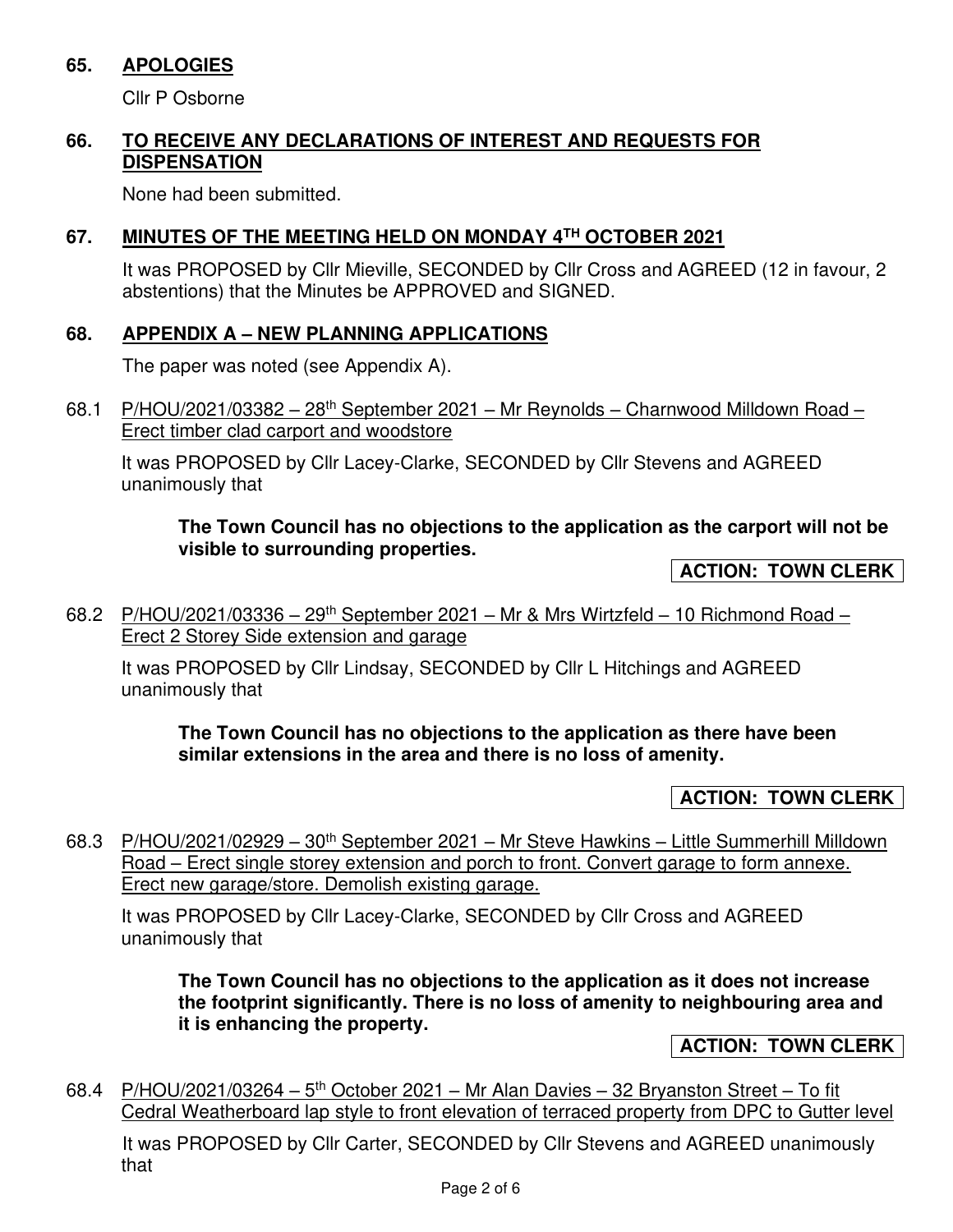## 65. APOLOGIES

Cllr P Osborne

## 66. TO RECEIVE ANY DECLARATIONS OF INTEREST AND REQUESTS FOR DISPENSATION

None had been submitted.

## 67. MINUTES OF THE MEETING HELD ON MONDAY 4TH OCTOBER 2021

It was PROPOSED by Cllr Mieville, SECONDED by Cllr Cross and AGREED (12 in favour, 2 abstentions) that the Minutes be APPROVED and SIGNED.

## 68. APPENDIX A – NEW PLANNING APPLICATIONS

The paper was noted (see Appendix A).

68.1 P/HOU/2021/03382 – 28th September 2021 – Mr Reynolds – Charnwood Milldown Road – Erect timber clad carport and woodstore

It was PROPOSED by Cllr Lacey-Clarke, SECONDED by Cllr Stevens and AGREED unanimously that

> **The Town Council has no objections to the application as the carport will not be visible to surrounding properties.**

**ACTION: TOWN CLERK**

68.2 P/HOU/2021/03336 – 29th September 2021 – Mr & Mrs Wirtzfeld – 10 Richmond Road – Erect 2 Storey Side extension and garage

It was PROPOSED by Cllr Lindsay, SECONDED by Cllr L Hitchings and AGREED unanimously that

> **The Town Council has no objections to the application as there have been similar extensions in the area and there is no loss of amenity.**

**ACTION: TOWN CLERK**

68.3 P/HOU/2021/02929 – 30th September 2021 – Mr Steve Hawkins – Little Summerhill Milldown Road – Erect single storey extension and porch to front. Convert garage to form annexe. Erect new garage/store. Demolish existing garage.

It was PROPOSED by Cllr Lacey-Clarke, SECONDED by Cllr Cross and AGREED unanimously that

> **The Town Council has no objections to the application as it does not increase the footprint significantly. There is no loss of amenity to neighbouring area and it is enhancing the property.**

**ACTION: TOWN CLERK**

68.4 P/HOU/2021/03264 – 5th October 2021 – Mr Alan Davies – 32 Bryanston Street – To fit Cedral Weatherboard lap style to front elevation of terraced property from DPC to Gutter level

It was PROPOSED by Cllr Carter, SECONDED by Cllr Stevens and AGREED unanimously that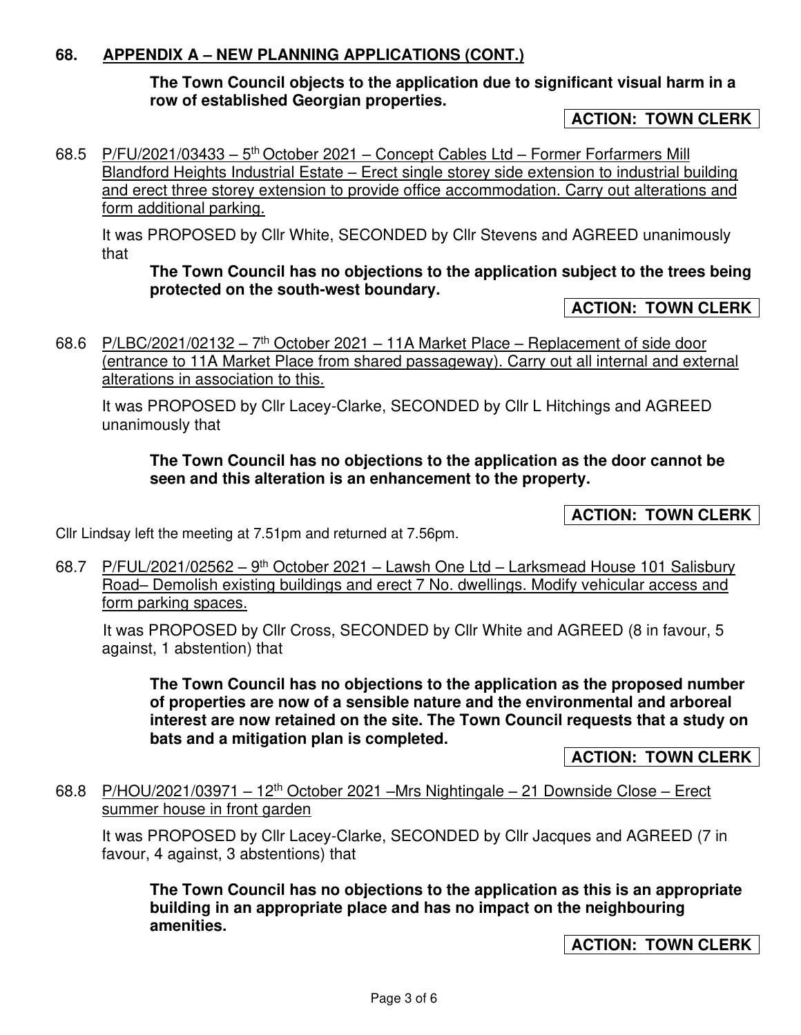## 68. APPENDIX A – NEW PLANNING APPLICATIONS (CONT.)

**The Town Council objects to the application due to significant visual harm in a row of established Georgian properties.**

**ACTION: TOWN CLERK**

68.5 P/FU/2021/03433 – 5th October 2021 – Concept Cables Ltd – Former Forfarmers Mill Blandford Heights Industrial Estate – Erect single storey side extension to industrial building and erect three storey extension to provide office accommodation. Carry out alterations and form additional parking.

It was PROPOSED by Cllr White, SECONDED by Cllr Stevens and AGREED unanimously that

**The Town Council has no objections to the application subject to the trees being protected on the south-west boundary.**

**ACTION: TOWN CLERK**

68.6 P/LBC/2021/02132 – 7th October 2021 – 11A Market Place – Replacement of side door (entrance to 11A Market Place from shared passageway). Carry out all internal and external alterations in association to this.

It was PROPOSED by Cllr Lacey-Clarke, SECONDED by Cllr L Hitchings and AGREED unanimously that

**The Town Council has no objections to the application as the door cannot be seen and this alteration is an enhancement to the property.**

**ACTION: TOWN CLERK**

Cllr Lindsay left the meeting at 7.51pm and returned at 7.56pm.

68.7 P/FUL/2021/02562 – 9th October 2021 – Lawsh One Ltd – Larksmead House 101 Salisbury Road– Demolish existing buildings and erect 7 No. dwellings. Modify vehicular access and form parking spaces.

It was PROPOSED by Cllr Cross, SECONDED by Cllr White and AGREED (8 in favour, 5 against, 1 abstention) that

**The Town Council has no objections to the application as the proposed number of properties are now of a sensible nature and the environmental and arboreal interest are now retained on the site. The Town Council requests that a study on bats and a mitigation plan is completed.**

**ACTION: TOWN CLERK**

68.8 P/HOU/2021/03971 – 12th October 2021 –Mrs Nightingale – 21 Downside Close – Erect summer house in front garden

It was PROPOSED by Cllr Lacey-Clarke, SECONDED by Cllr Jacques and AGREED (7 in favour, 4 against, 3 abstentions) that

**The Town Council has no objections to the application as this is an appropriate building in an appropriate place and has no impact on the neighbouring amenities.**

**ACTION: TOWN CLERK**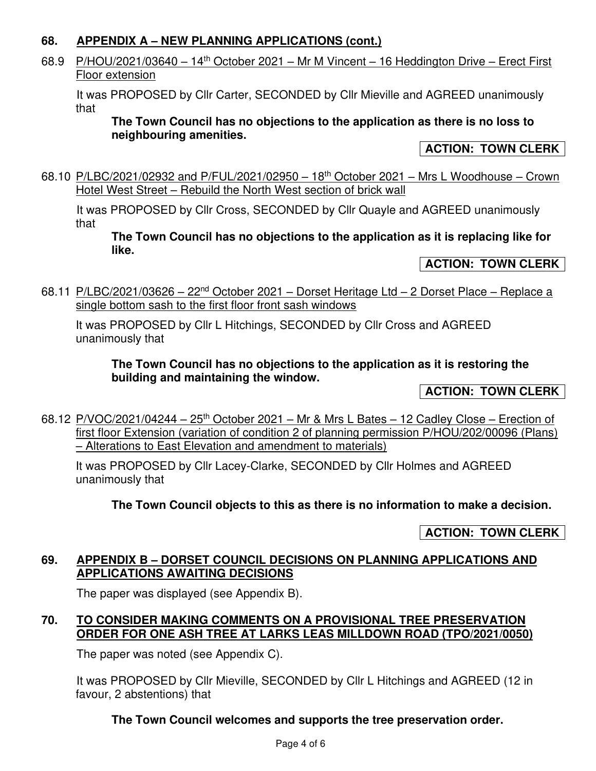## 68. APPENDIX A – NEW PLANNING APPLICATIONS (cont.)

68.9 P/HOU/2021/03640 – 14th October 2021 – Mr M Vincent – 16 Heddington Drive – Erect First Floor extension

It was PROPOSED by Cllr Carter, SECONDED by Cllr Mieville and AGREED unanimously that

**The Town Council has no objections to the application as there is no loss to neighbouring amenities.**

**ACTION: TOWN CLERK**

68.10 P/LBC/2021/02932 and P/FUL/2021/02950 – 18th October 2021 – Mrs L Woodhouse – Crown Hotel West Street – Rebuild the North West section of brick wall

It was PROPOSED by Cllr Cross, SECONDED by Cllr Quayle and AGREED unanimously that

**The Town Council has no objections to the application as it is replacing like for like.**

**ACTION: TOWN CLERK**

68.11 P/LBC/2021/03626 – 22nd October 2021 – Dorset Heritage Ltd – 2 Dorset Place – Replace a single bottom sash to the first floor front sash windows

It was PROPOSED by Cllr L Hitchings, SECONDED by Cllr Cross and AGREED unanimously that

**The Town Council has no objections to the application as it is restoring the building and maintaining the window.**

**ACTION: TOWN CLERK**

68.12 P/VOC/2021/04244 – 25th October 2021 – Mr & Mrs L Bates – 12 Cadley Close – Erection of first floor Extension (variation of condition 2 of planning permission P/HOU/202/00096 (Plans) – Alterations to East Elevation and amendment to materials)

It was PROPOSED by Cllr Lacey-Clarke, SECONDED by Cllr Holmes and AGREED unanimously that

**The Town Council objects to this as there is no information to make a decision.**

**ACTION: TOWN CLERK**

## 69. APPENDIX B – DORSET COUNCIL DECISIONS ON PLANNING APPLICATIONS AND APPLICATIONS AWAITING DECISIONS

The paper was displayed (see Appendix B).

## 70. TO CONSIDER MAKING COMMENTS ON A PROVISIONAL TREE PRESERVATION ORDER FOR ONE ASH TREE AT LARKS LEAS MILLDOWN ROAD (TPO/2021/0050)

The paper was noted (see Appendix C).

It was PROPOSED by Cllr Mieville, SECONDED by Cllr L Hitchings and AGREED (12 in favour, 2 abstentions) that

**The Town Council welcomes and supports the tree preservation order.**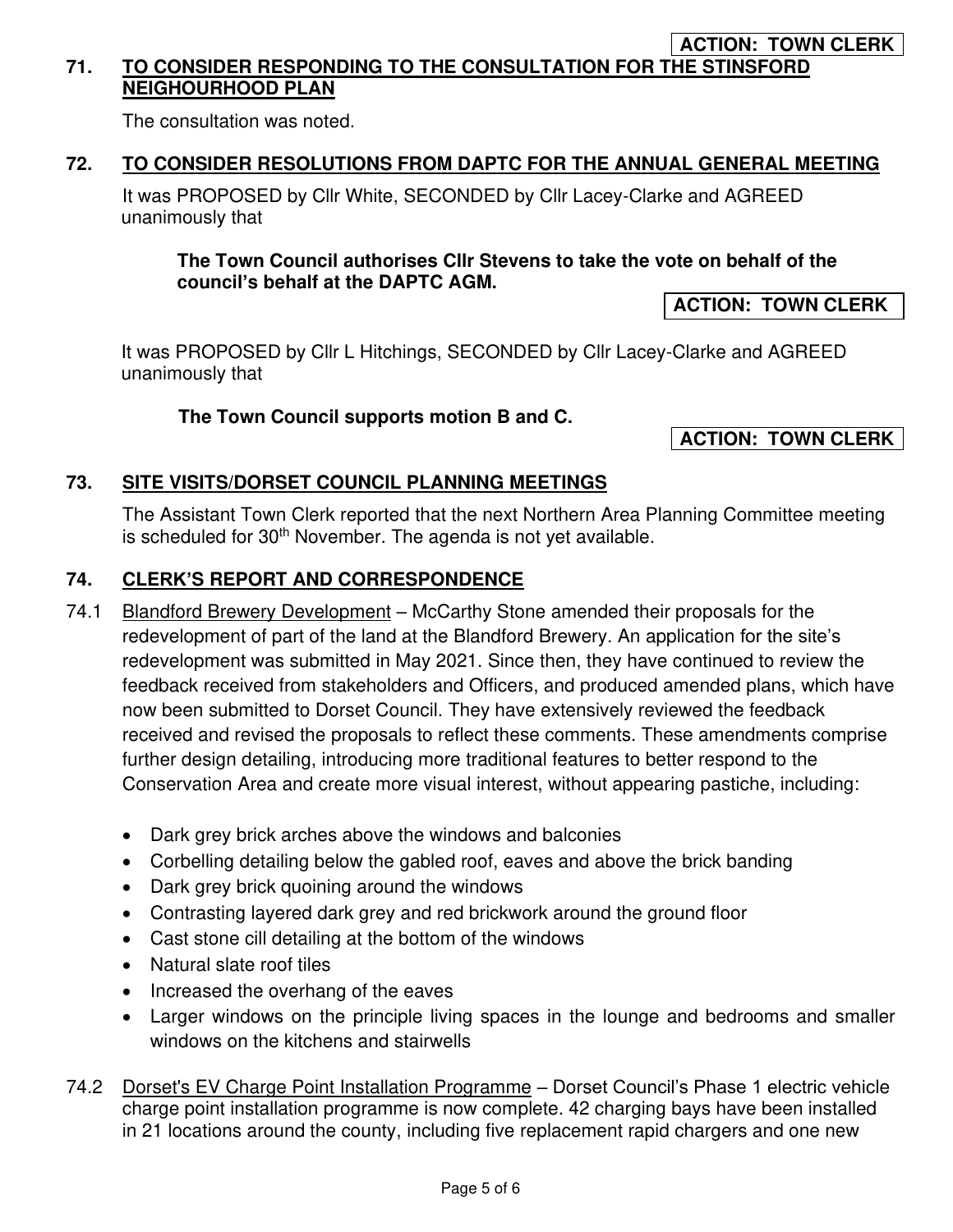**ACTION: TOWN CLERK**

## 71. TO CONSIDER RESPONDING TO THE CONSULTATION FOR THE STINSFORD NEIGHOURHOOD PLAN

The consultation was noted.

## 72. TO CONSIDER RESOLUTIONS FROM DAPTC FOR THE ANNUAL GENERAL MEETING

It was PROPOSED by Cllr White, SECONDED by Cllr Lacey-Clarke and AGREED unanimously that

**The Town Council authorises Cllr Stevens to take the vote on behalf of the council's behalf at the DAPTC AGM.**

**ACTION: TOWN CLERK**

It was PROPOSED by Cllr L Hitchings, SECONDED by Cllr Lacey-Clarke and AGREED unanimously that

**The Town Council supports motion B and C.**

**ACTION: TOWN CLERK**

## 73. SITE VISITS/DORSET COUNCIL PLANNING MEETINGS

The Assistant Town Clerk reported that the next Northern Area Planning Committee meeting is scheduled for 30th November. The agenda is not yet available.

## 74. CLERK'S REPORT AND CORRESPONDENCE

74.1 Blandford Brewery Development – McCarthy Stone amended their proposals for the redevelopment of part of the land at the Blandford Brewery. An application for the site's redevelopment was submitted in May 2021. Since then, they have continued to review the feedback received from stakeholders and Officers, and produced amended plans, which have now been submitted to Dorset Council. They have extensively reviewed the feedback received and revised the proposals to reflect these comments. These amendments comprise further design detailing, introducing more traditional features to better respond to the Conservation Area and create more visual interest, without appearing pastiche, including:

- Dark grey brick arches above the windows and balconies
- Corbelling detailing below the gabled roof, eaves and above the brick banding
- Dark grey brick quoining around the windows
- Contrasting layered dark grey and red brickwork around the ground floor
- Cast stone cill detailing at the bottom of the windows
- Natural slate roof tiles
- Increased the overhang of the eaves
- Larger windows on the principle living spaces in the lounge and bedrooms and smaller windows on the kitchens and stairwells

74.2 Dorset's EV Charge Point Installation Programme – Dorset Council's Phase 1 electric vehicle charge point installation programme is now complete. 42 charging bays have been installed in 21 locations around the county, including five replacement rapid chargers and one new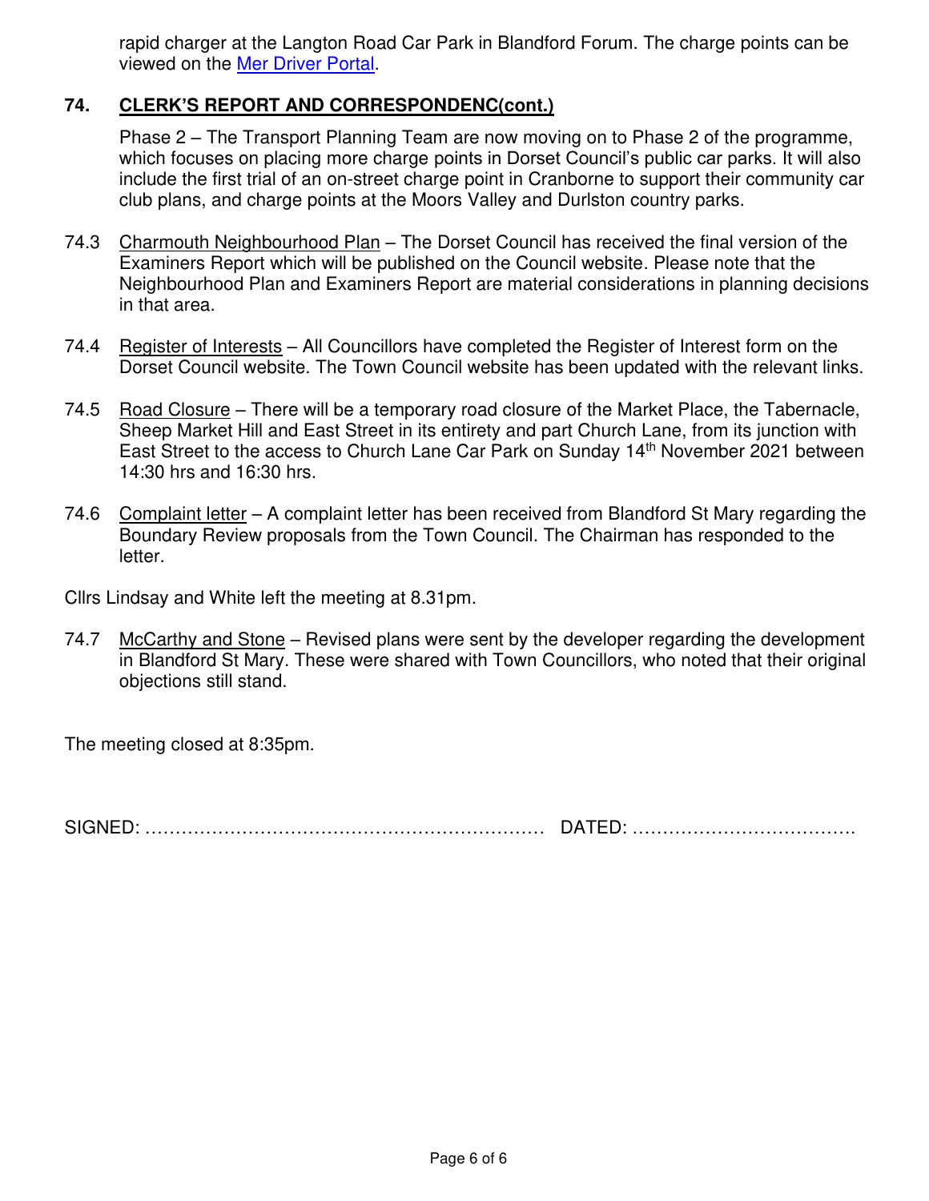rapid charger at the Langton Road Car Park in Blandford Forum. The charge points can be viewed on the Mer Driver Portal.

## 74. CLERK'S REPORT AND CORRESPONDENC(cont.)

Phase 2 – The Transport Planning Team are now moving on to Phase 2 of the programme, which focuses on placing more charge points in Dorset Council's public car parks. It will also include the first trial of an on-street charge point in Cranborne to support their community car club plans, and charge points at the Moors Valley and Durlston country parks.

74.3 Charmouth Neighbourhood Plan – The Dorset Council has received the final version of the Examiners Report which will be published on the Council website. Please note that the Neighbourhood Plan and Examiners Report are material considerations in planning decisions in that area.

74.4 Register of Interests – All Councillors have completed the Register of Interest form on the Dorset Council website. The Town Council website has been updated with the relevant links.

74.5 Road Closure – There will be a temporary road closure of the Market Place, the Tabernacle, Sheep Market Hill and East Street in its entirety and part Church Lane, from its junction with East Street to the access to Church Lane Car Park on Sunday 14th November 2021 between 14:30 hrs and 16:30 hrs.

74.6 Complaint letter – A complaint letter has been received from Blandford St Mary regarding the Boundary Review proposals from the Town Council. The Chairman has responded to the letter.

Cllrs Lindsay and White left the meeting at 8.31pm.

74.7 McCarthy and Stone – Revised plans were sent by the developer regarding the development in Blandford St Mary. These were shared with Town Councillors, who noted that their original objections still stand.

The meeting closed at 8:35pm.

SIGNED: ………………………………………………………… DATED: ……………………………….